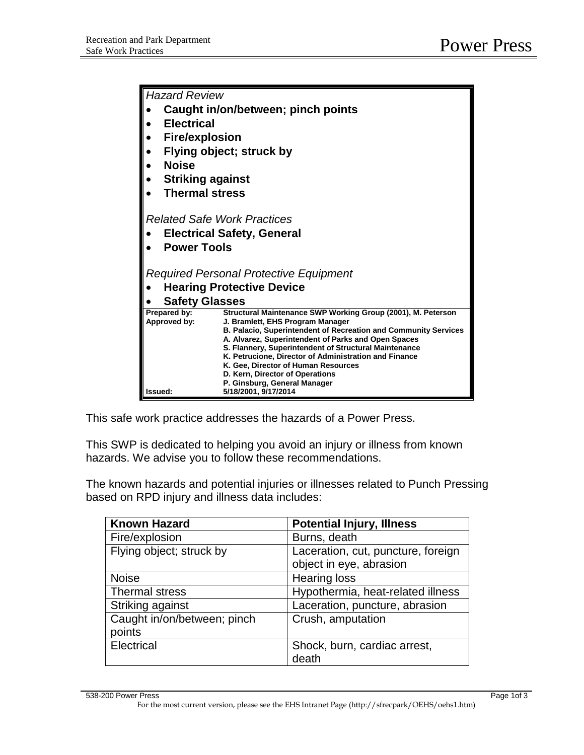# Power Press

*Hazard Review*

- **Caught in/on/between; pinch points**
- **Electrical**
- **Fire/explosion**
- **Flying object; struck by**
- **Noise**
- **Striking against**
- **Thermal stress**

*Related Safe Work Practices*

- **Electrical Safety, General**
- **Power Tools**

*Required Personal Protective Equipment*

- **Hearing Protective Device**
- **Safety Glasses**

| | |
|---|---|
| **Prepared by:** | **Structural Maintenance SWP Working Group (2001), M. Peterson** |
| **Approved by:** | **J. Bramlett, EHS Program Manager**<br>**B. Palacio, Superintendent of Recreation and Community Services**<br>**A. Alvarez, Superintendent of Parks and Open Spaces**<br>**S. Flannery, Superintendent of Structural Maintenance**<br>**K. Petrucione, Director of Administration and Finance**<br>**K. Gee, Director of Human Resources**<br>**D. Kern, Director of Operations**<br>**P. Ginsburg, General Manager** |
| **Issued:** | **5/18/2001, 9/17/2014** |

This safe work practice addresses the hazards of a Power Press.

This SWP is dedicated to helping you avoid an injury or illness from known hazards. We advise you to follow these recommendations.

The known hazards and potential injuries or illnesses related to Punch Pressing based on RPD injury and illness data includes:

| Known Hazard | Potential Injury, Illness |
|---|---|
| Fire/explosion | Burns, death |
| Flying object; struck by | Laceration, cut, puncture, foreign object in eye, abrasion |
| Noise | Hearing loss |
| Thermal stress | Hypothermia, heat-related illness |
| Striking against | Laceration, puncture, abrasion |
| Caught in/on/between; pinch points | Crush, amputation |
| Electrical | Shock, burn, cardiac arrest, death |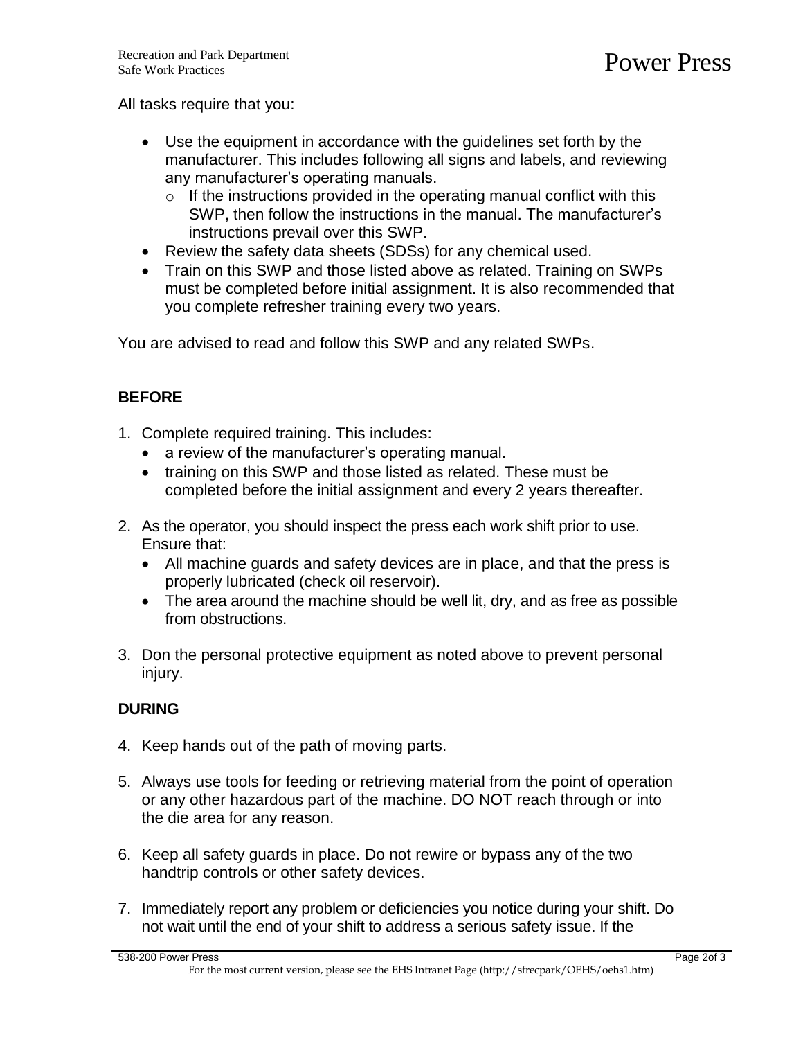All tasks require that you:

- Use the equipment in accordance with the guidelines set forth by the manufacturer. This includes following all signs and labels, and reviewing any manufacturer's operating manuals.
  - If the instructions provided in the operating manual conflict with this SWP, then follow the instructions in the manual. The manufacturer's instructions prevail over this SWP.
- Review the safety data sheets (SDSs) for any chemical used.
- Train on this SWP and those listed above as related. Training on SWPs must be completed before initial assignment. It is also recommended that you complete refresher training every two years.

You are advised to read and follow this SWP and any related SWPs.

**BEFORE**

1. Complete required training. This includes:
   - a review of the manufacturer's operating manual.
   - training on this SWP and those listed as related. These must be completed before the initial assignment and every 2 years thereafter.

2. As the operator, you should inspect the press each work shift prior to use. Ensure that:
   - All machine guards and safety devices are in place, and that the press is properly lubricated (check oil reservoir).
   - The area around the machine should be well lit, dry, and as free as possible from obstructions.

3. Don the personal protective equipment as noted above to prevent personal injury.

**DURING**

4. Keep hands out of the path of moving parts.

5. Always use tools for feeding or retrieving material from the point of operation or any other hazardous part of the machine. DO NOT reach through or into the die area for any reason.

6. Keep all safety guards in place. Do not rewire or bypass any of the two handtrip controls or other safety devices.

7. Immediately report any problem or deficiencies you notice during your shift. Do not wait until the end of your shift to address a serious safety issue. If the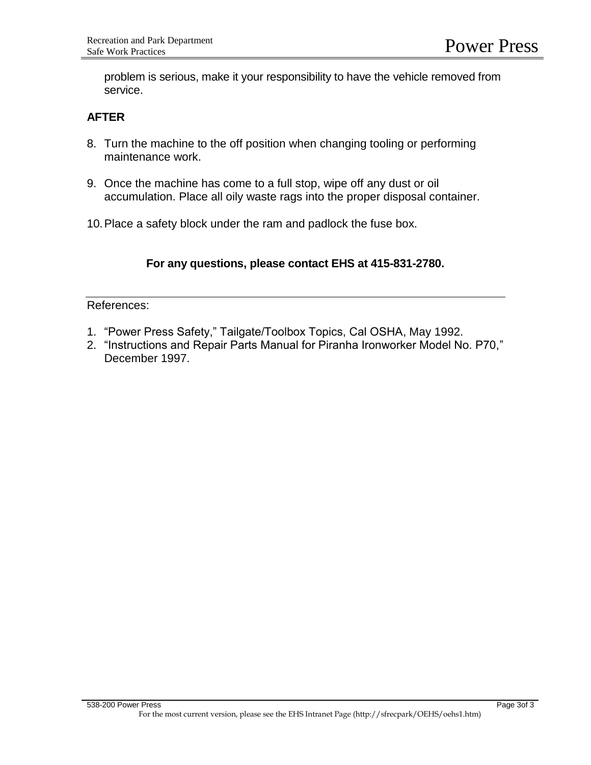problem is serious, make it your responsibility to have the vehicle removed from service.

**AFTER**

8. Turn the machine to the off position when changing tooling or performing maintenance work.

9. Once the machine has come to a full stop, wipe off any dust or oil accumulation. Place all oily waste rags into the proper disposal container.

10. Place a safety block under the ram and padlock the fuse box.

**For any questions, please contact EHS at 415-831-2780.**

---

References:

1. "Power Press Safety," Tailgate/Toolbox Topics, Cal OSHA, May 1992.
2. "Instructions and Repair Parts Manual for Piranha Ironworker Model No. P70," December 1997.